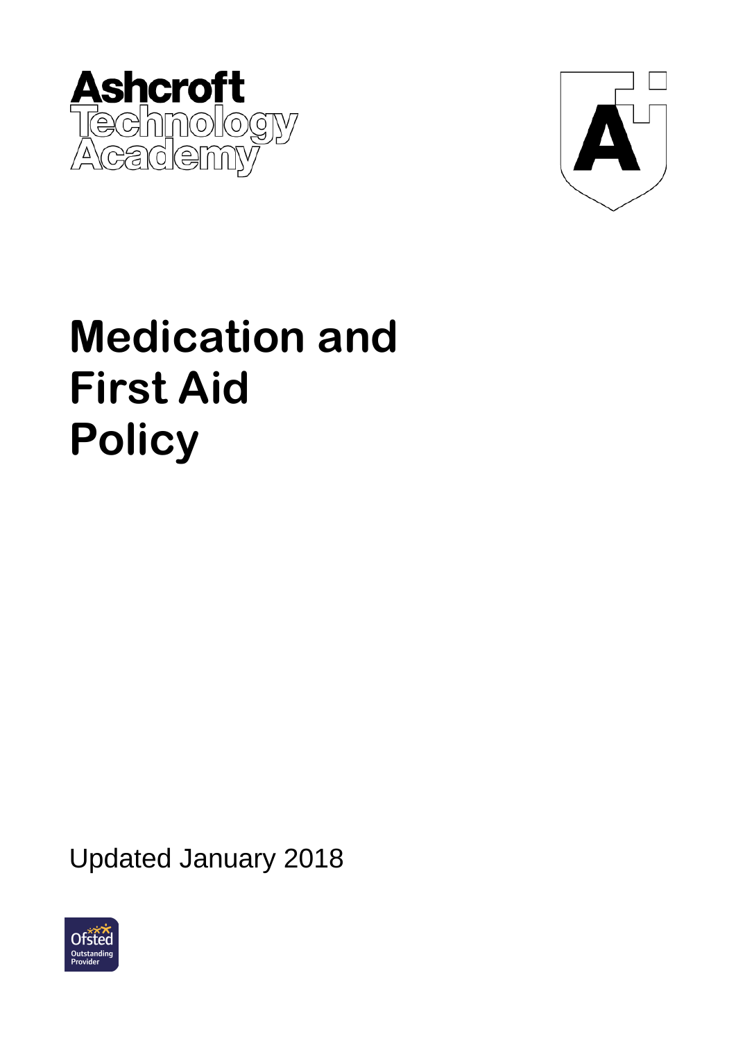Ashcroft Technology Academy

# Medication and First Aid Policy

Updated January 2018

Ofsted Outstanding Provider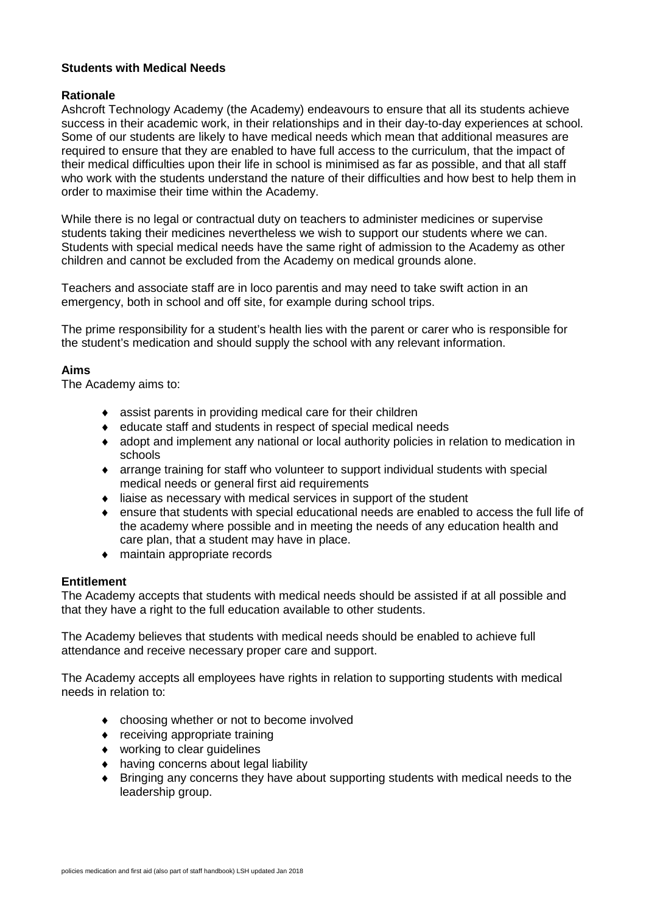**Students with Medical Needs**

**Rationale**

Ashcroft Technology Academy (the Academy) endeavours to ensure that all its students achieve success in their academic work, in their relationships and in their day-to-day experiences at school. Some of our students are likely to have medical needs which mean that additional measures are required to ensure that they are enabled to have full access to the curriculum, that the impact of their medical difficulties upon their life in school is minimised as far as possible, and that all staff who work with the students understand the nature of their difficulties and how best to help them in order to maximise their time within the Academy.

While there is no legal or contractual duty on teachers to administer medicines or supervise students taking their medicines nevertheless we wish to support our students where we can. Students with special medical needs have the same right of admission to the Academy as other children and cannot be excluded from the Academy on medical grounds alone.

Teachers and associate staff are in loco parentis and may need to take swift action in an emergency, both in school and off site, for example during school trips.

The prime responsibility for a student's health lies with the parent or carer who is responsible for the student's medication and should supply the school with any relevant information.

**Aims**

The Academy aims to:

- assist parents in providing medical care for their children
- educate staff and students in respect of special medical needs
- adopt and implement any national or local authority policies in relation to medication in schools
- arrange training for staff who volunteer to support individual students with special medical needs or general first aid requirements
- liaise as necessary with medical services in support of the student
- ensure that students with special educational needs are enabled to access the full life of the academy where possible and in meeting the needs of any education health and care plan, that a student may have in place.
- maintain appropriate records

**Entitlement**

The Academy accepts that students with medical needs should be assisted if at all possible and that they have a right to the full education available to other students.

The Academy believes that students with medical needs should be enabled to achieve full attendance and receive necessary proper care and support.

The Academy accepts all employees have rights in relation to supporting students with medical needs in relation to:

- choosing whether or not to become involved
- receiving appropriate training
- working to clear guidelines
- having concerns about legal liability
- Bringing any concerns they have about supporting students with medical needs to the leadership group.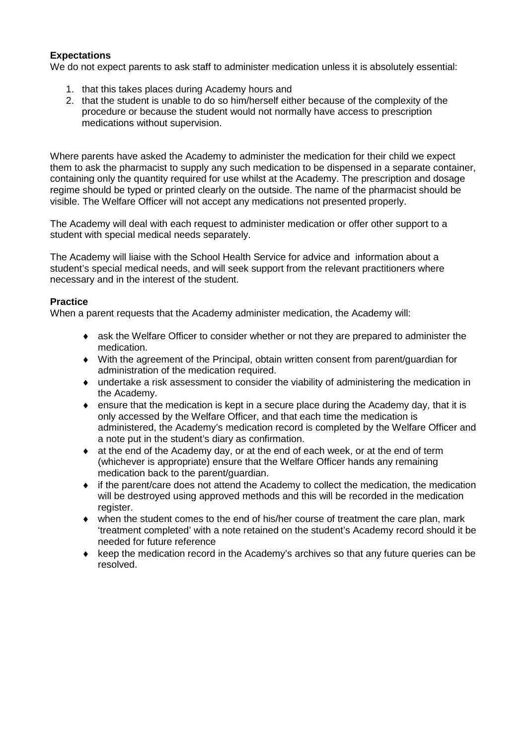**Expectations**

We do not expect parents to ask staff to administer medication unless it is absolutely essential:

1. that this takes places during Academy hours and
2. that the student is unable to do so him/herself either because of the complexity of the procedure or because the student would not normally have access to prescription medications without supervision.

Where parents have asked the Academy to administer the medication for their child we expect them to ask the pharmacist to supply any such medication to be dispensed in a separate container, containing only the quantity required for use whilst at the Academy. The prescription and dosage regime should be typed or printed clearly on the outside. The name of the pharmacist should be visible. The Welfare Officer will not accept any medications not presented properly.

The Academy will deal with each request to administer medication or offer other support to a student with special medical needs separately.

The Academy will liaise with the School Health Service for advice and information about a student's special medical needs, and will seek support from the relevant practitioners where necessary and in the interest of the student.

**Practice**

When a parent requests that the Academy administer medication, the Academy will:

- ask the Welfare Officer to consider whether or not they are prepared to administer the medication.
- With the agreement of the Principal, obtain written consent from parent/guardian for administration of the medication required.
- undertake a risk assessment to consider the viability of administering the medication in the Academy.
- ensure that the medication is kept in a secure place during the Academy day, that it is only accessed by the Welfare Officer, and that each time the medication is administered, the Academy's medication record is completed by the Welfare Officer and a note put in the student's diary as confirmation.
- at the end of the Academy day, or at the end of each week, or at the end of term (whichever is appropriate) ensure that the Welfare Officer hands any remaining medication back to the parent/guardian.
- if the parent/care does not attend the Academy to collect the medication, the medication will be destroyed using approved methods and this will be recorded in the medication register.
- when the student comes to the end of his/her course of treatment the care plan, mark 'treatment completed' with a note retained on the student's Academy record should it be needed for future reference
- keep the medication record in the Academy's archives so that any future queries can be resolved.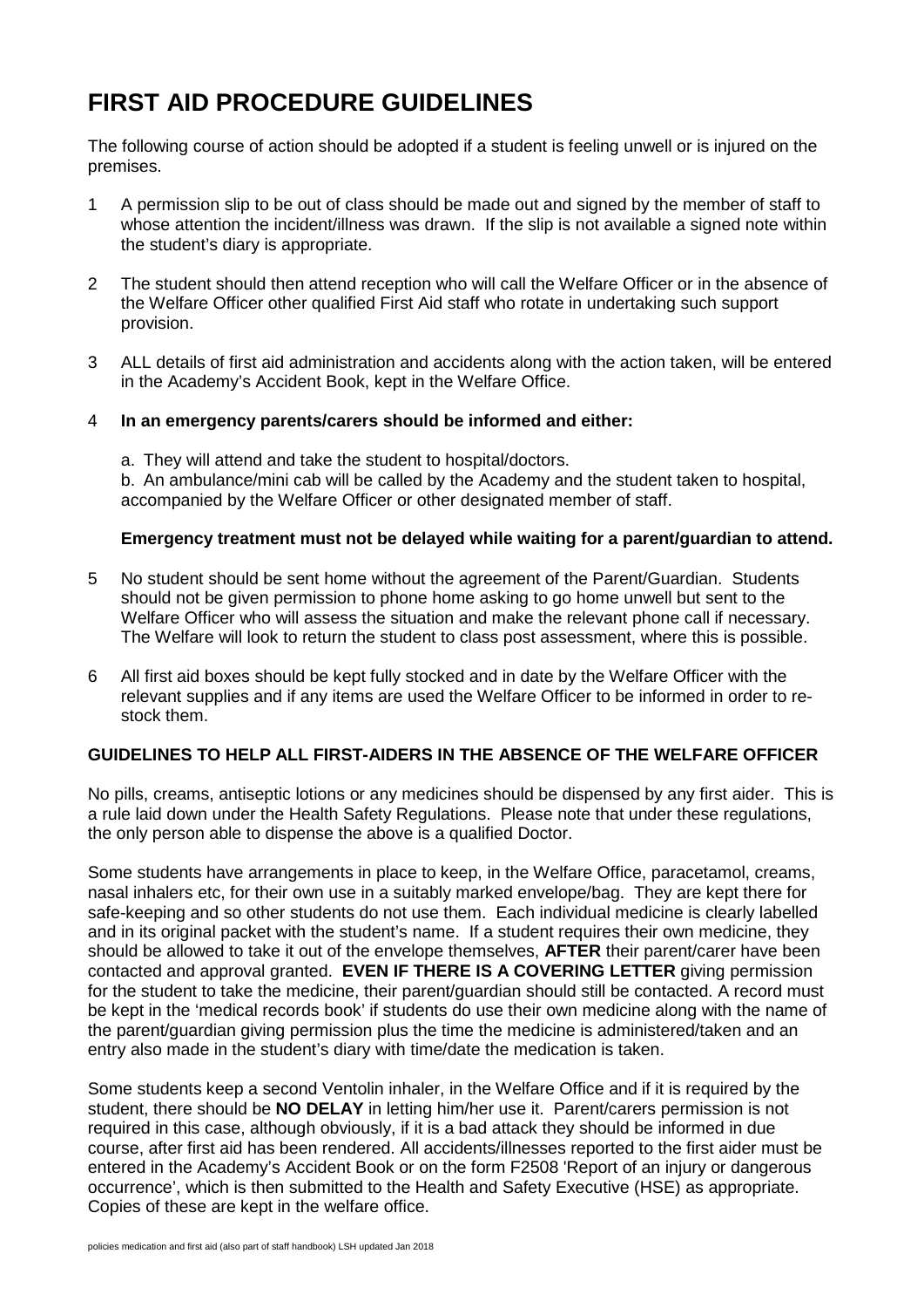# FIRST AID PROCEDURE GUIDELINES

The following course of action should be adopted if a student is feeling unwell or is injured on the premises.

1 A permission slip to be out of class should be made out and signed by the member of staff to whose attention the incident/illness was drawn. If the slip is not available a signed note within the student's diary is appropriate.

2 The student should then attend reception who will call the Welfare Officer or in the absence of the Welfare Officer other qualified First Aid staff who rotate in undertaking such support provision.

3 ALL details of first aid administration and accidents along with the action taken, will be entered in the Academy's Accident Book, kept in the Welfare Office.

4 **In an emergency parents/carers should be informed and either:**

   a. They will attend and take the student to hospital/doctors.
   b. An ambulance/mini cab will be called by the Academy and the student taken to hospital, accompanied by the Welfare Officer or other designated member of staff.

   **Emergency treatment must not be delayed while waiting for a parent/guardian to attend.**

5 No student should be sent home without the agreement of the Parent/Guardian. Students should not be given permission to phone home asking to go home unwell but sent to the Welfare Officer who will assess the situation and make the relevant phone call if necessary. The Welfare will look to return the student to class post assessment, where this is possible.

6 All first aid boxes should be kept fully stocked and in date by the Welfare Officer with the relevant supplies and if any items are used the Welfare Officer to be informed in order to re-stock them.

**GUIDELINES TO HELP ALL FIRST-AIDERS IN THE ABSENCE OF THE WELFARE OFFICER**

No pills, creams, antiseptic lotions or any medicines should be dispensed by any first aider. This is a rule laid down under the Health Safety Regulations. Please note that under these regulations, the only person able to dispense the above is a qualified Doctor.

Some students have arrangements in place to keep, in the Welfare Office, paracetamol, creams, nasal inhalers etc, for their own use in a suitably marked envelope/bag. They are kept there for safe-keeping and so other students do not use them. Each individual medicine is clearly labelled and in its original packet with the student's name. If a student requires their own medicine, they should be allowed to take it out of the envelope themselves, **AFTER** their parent/carer have been contacted and approval granted. **EVEN IF THERE IS A COVERING LETTER** giving permission for the student to take the medicine, their parent/guardian should still be contacted. A record must be kept in the 'medical records book' if students do use their own medicine along with the name of the parent/guardian giving permission plus the time the medicine is administered/taken and an entry also made in the student's diary with time/date the medication is taken.

Some students keep a second Ventolin inhaler, in the Welfare Office and if it is required by the student, there should be **NO DELAY** in letting him/her use it. Parent/carers permission is not required in this case, although obviously, if it is a bad attack they should be informed in due course, after first aid has been rendered. All accidents/illnesses reported to the first aider must be entered in the Academy's Accident Book or on the form F2508 'Report of an injury or dangerous occurrence', which is then submitted to the Health and Safety Executive (HSE) as appropriate. Copies of these are kept in the welfare office.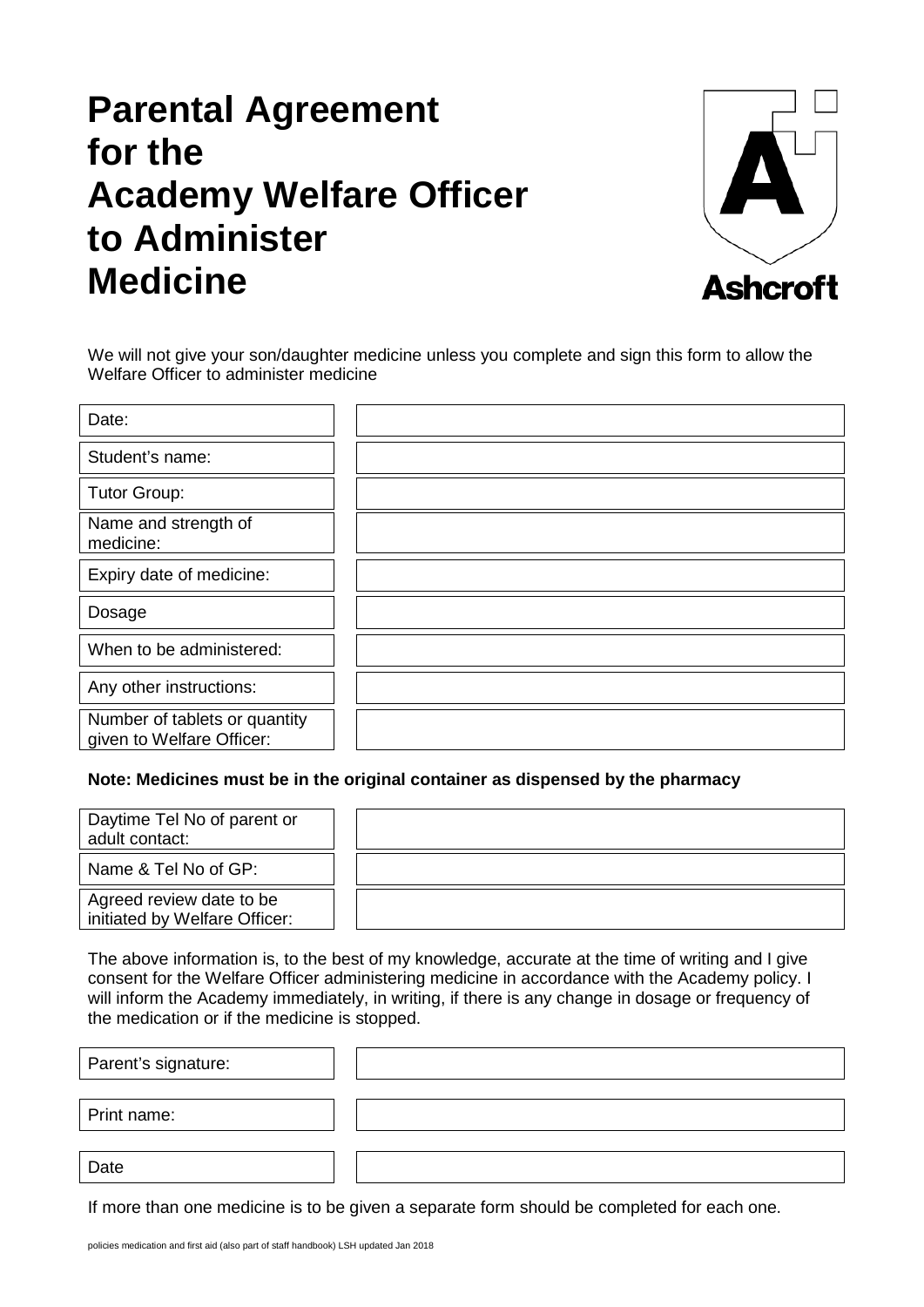# Parental Agreement for the Academy Welfare Officer to Administer Medicine

Ashcroft

We will not give your son/daughter medicine unless you complete and sign this form to allow the Welfare Officer to administer medicine

| | |
|---|---|
| Date: | |
| Student's name: | |
| Tutor Group: | |
| Name and strength of medicine: | |
| Expiry date of medicine: | |
| Dosage | |
| When to be administered: | |
| Any other instructions: | |
| Number of tablets or quantity given to Welfare Officer: | |

**Note: Medicines must be in the original container as dispensed by the pharmacy**

| | |
|---|---|
| Daytime Tel No of parent or adult contact: | |
| Name & Tel No of GP: | |
| Agreed review date to be initiated by Welfare Officer: | |

The above information is, to the best of my knowledge, accurate at the time of writing and I give consent for the Welfare Officer administering medicine in accordance with the Academy policy. I will inform the Academy immediately, in writing, if there is any change in dosage or frequency of the medication or if the medicine is stopped.

| | |
|---|---|
| Parent's signature: | |
| Print name: | |
| Date | |

If more than one medicine is to be given a separate form should be completed for each one.

policies medication and first aid (also part of staff handbook) LSH updated Jan 2018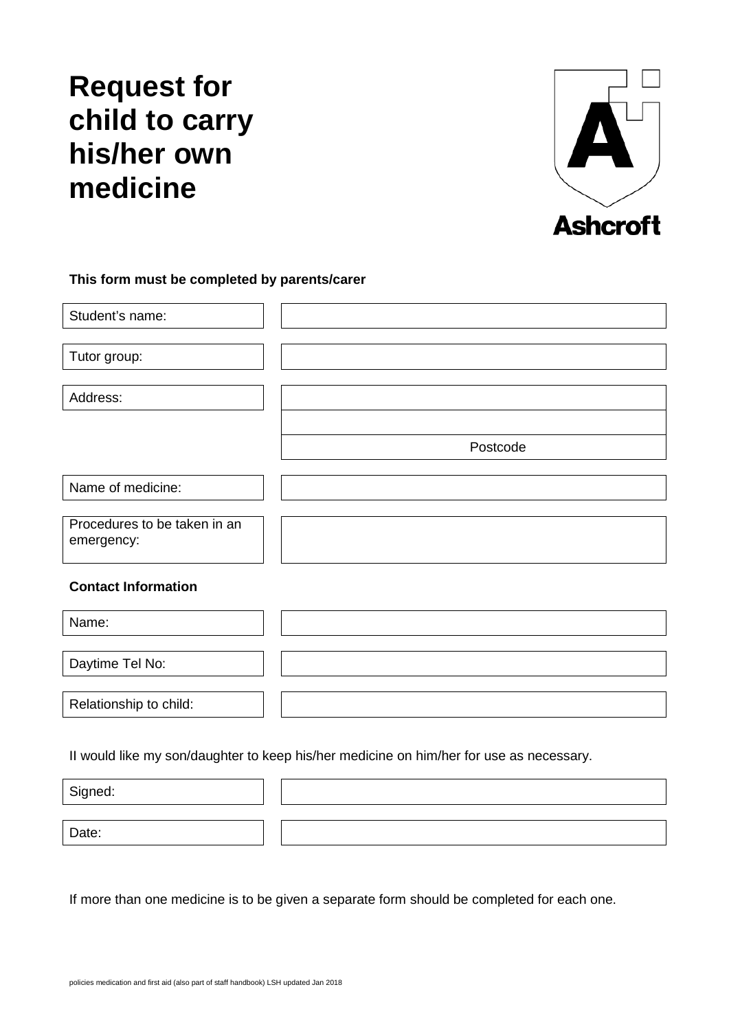# Request for child to carry his/her own medicine

Ashcroft

**This form must be completed by parents/carer**

| | |
|---|---|
| Student's name: | |
| Tutor group: | |
| Address: | |
| | |
| | Postcode |
| Name of medicine: | |
| Procedures to be taken in an emergency: | |

**Contact Information**

| | |
|---|---|
| Name: | |
| Daytime Tel No: | |
| Relationship to child: | |

II would like my son/daughter to keep his/her medicine on him/her for use as necessary.

| | |
|---|---|
| Signed: | |
| Date: | |

If more than one medicine is to be given a separate form should be completed for each one.

policies medication and first aid (also part of staff handbook) LSH updated Jan 2018